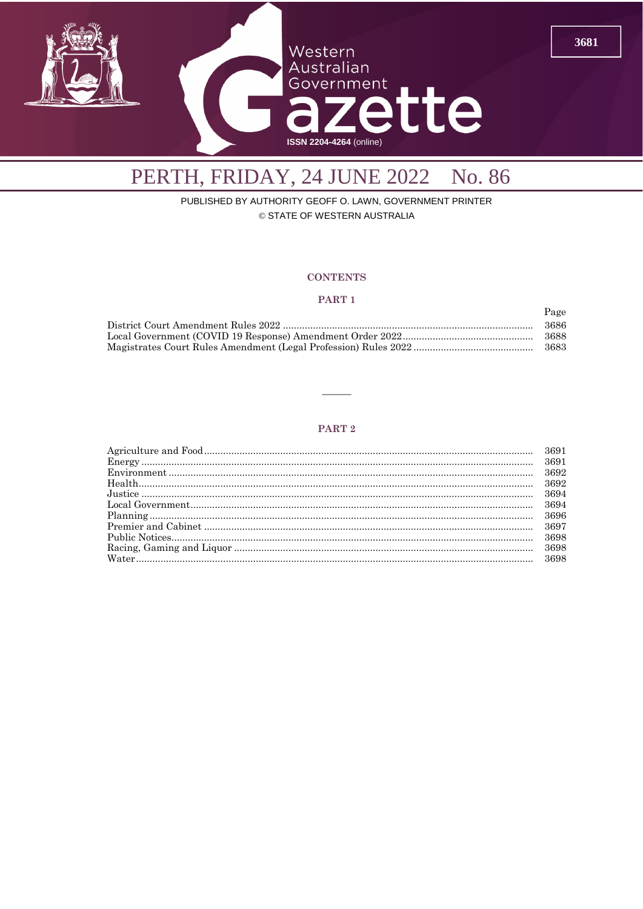# Western Australian Government Gazette

ISSN 2204-4264 (online)

## PERTH, FRIDAY, 24 JUNE 2022 No. 86

PUBLISHED BY AUTHORITY GEOFF O. LAWN, GOVERNMENT PRINTER

© STATE OF WESTERN AUSTRALIA

### CONTENTS

#### PART 1

| | Page |
|---|---|
| District Court Amendment Rules 2022 | 3686 |
| Local Government (COVID 19 Response) Amendment Order 2022 | 3688 |
| Magistrates Court Rules Amendment (Legal Profession) Rules 2022 | 3683 |

———

#### PART 2

| | |
|---|---|
| Agriculture and Food | 3691 |
| Energy | 3691 |
| Environment | 3692 |
| Health | 3692 |
| Justice | 3694 |
| Local Government | 3694 |
| Planning | 3696 |
| Premier and Cabinet | 3697 |
| Public Notices | 3698 |
| Racing, Gaming and Liquor | 3698 |
| Water | 3698 |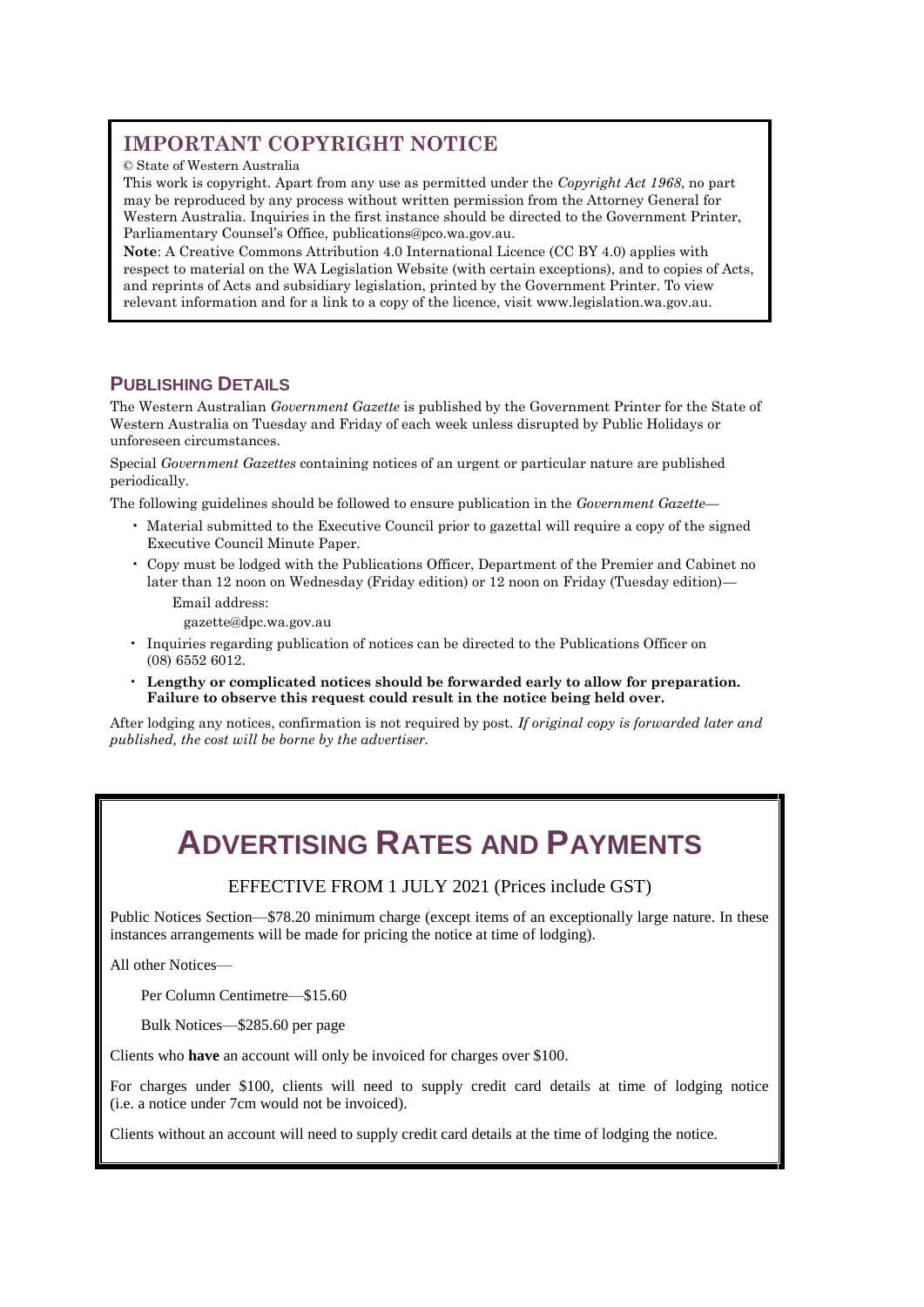## IMPORTANT COPYRIGHT NOTICE

© State of Western Australia

This work is copyright. Apart from any use as permitted under the *Copyright Act 1968*, no part may be reproduced by any process without written permission from the Attorney General for Western Australia. Inquiries in the first instance should be directed to the Government Printer, Parliamentary Counsel's Office, publications@pco.wa.gov.au.

**Note**: A Creative Commons Attribution 4.0 International Licence (CC BY 4.0) applies with respect to material on the WA Legislation Website (with certain exceptions), and to copies of Acts, and reprints of Acts and subsidiary legislation, printed by the Government Printer. To view relevant information and for a link to a copy of the licence, visit www.legislation.wa.gov.au.

## PUBLISHING DETAILS

The Western Australian *Government Gazette* is published by the Government Printer for the State of Western Australia on Tuesday and Friday of each week unless disrupted by Public Holidays or unforeseen circumstances.

Special *Government Gazettes* containing notices of an urgent or particular nature are published periodically.

The following guidelines should be followed to ensure publication in the *Government Gazette*—

- Material submitted to the Executive Council prior to gazettal will require a copy of the signed Executive Council Minute Paper.
- Copy must be lodged with the Publications Officer, Department of the Premier and Cabinet no later than 12 noon on Wednesday (Friday edition) or 12 noon on Friday (Tuesday edition)—

  Email address:

  gazette@dpc.wa.gov.au
- Inquiries regarding publication of notices can be directed to the Publications Officer on (08) 6552 6012.
- **Lengthy or complicated notices should be forwarded early to allow for preparation. Failure to observe this request could result in the notice being held over.**

After lodging any notices, confirmation is not required by post. *If original copy is forwarded later and published, the cost will be borne by the advertiser.*

# ADVERTISING RATES AND PAYMENTS

EFFECTIVE FROM 1 JULY 2021 (Prices include GST)

Public Notices Section—$78.20 minimum charge (except items of an exceptionally large nature. In these instances arrangements will be made for pricing the notice at time of lodging).

All other Notices—

Per Column Centimetre—$15.60

Bulk Notices—$285.60 per page

Clients who **have** an account will only be invoiced for charges over $100.

For charges under $100, clients will need to supply credit card details at time of lodging notice (i.e. a notice under 7cm would not be invoiced).

Clients without an account will need to supply credit card details at the time of lodging the notice.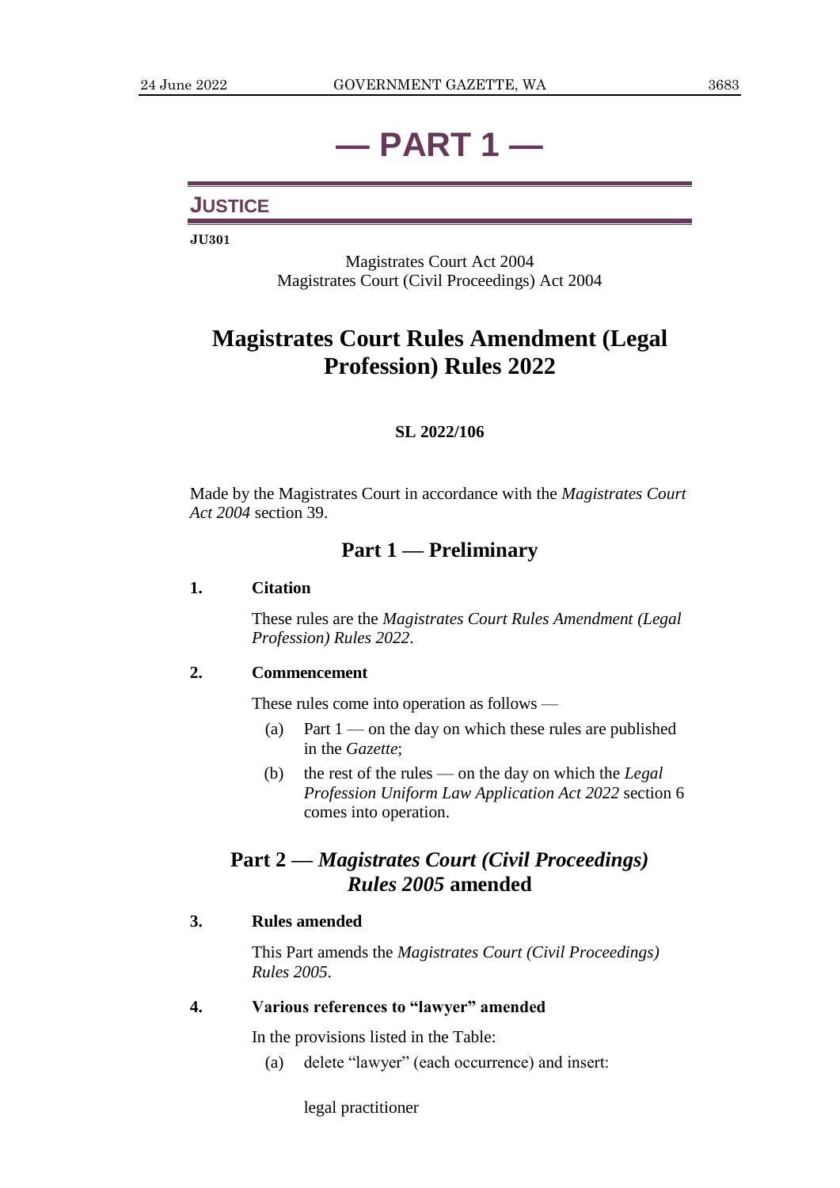# — PART 1 —

## JUSTICE

**JU301**

Magistrates Court Act 2004
Magistrates Court (Civil Proceedings) Act 2004

# Magistrates Court Rules Amendment (Legal Profession) Rules 2022

**SL 2022/106**

Made by the Magistrates Court in accordance with the *Magistrates Court Act 2004* section 39.

## Part 1 — Preliminary

### 1. Citation

These rules are the *Magistrates Court Rules Amendment (Legal Profession) Rules 2022*.

### 2. Commencement

These rules come into operation as follows —

(a) Part 1 — on the day on which these rules are published in the *Gazette*;

(b) the rest of the rules — on the day on which the *Legal Profession Uniform Law Application Act 2022* section 6 comes into operation.

## Part 2 — *Magistrates Court (Civil Proceedings) Rules 2005* amended

### 3. Rules amended

This Part amends the *Magistrates Court (Civil Proceedings) Rules 2005*.

### 4. Various references to "lawyer" amended

In the provisions listed in the Table:

(a) delete "lawyer" (each occurrence) and insert:

legal practitioner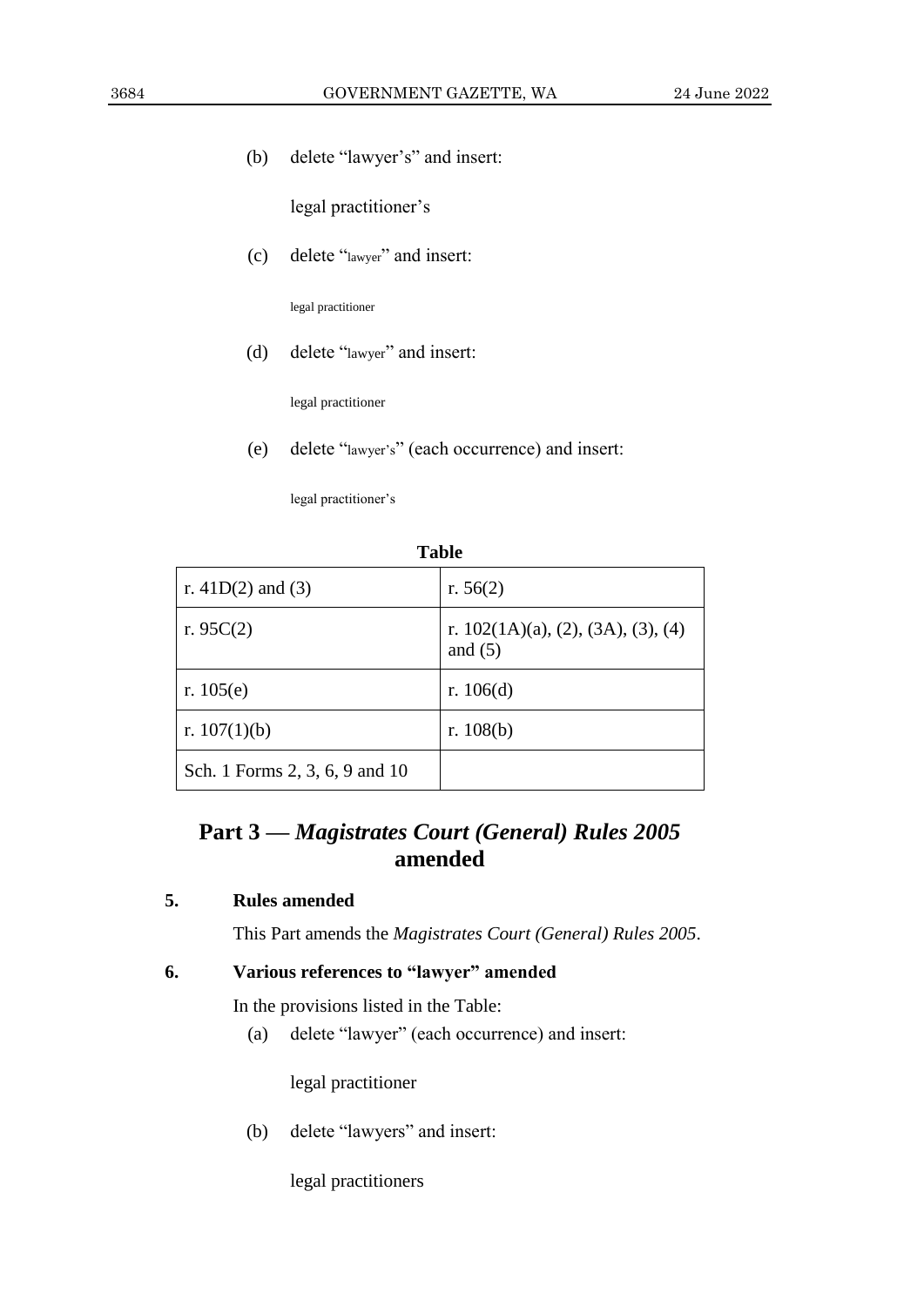(b) delete "lawyer's" and insert:

legal practitioner's

(c) delete "lawyer" and insert:

legal practitioner

(d) delete "lawyer" and insert:

legal practitioner

(e) delete "lawyer's" (each occurrence) and insert:

legal practitioner's

**Table**

| | |
|---|---|
| r. 41D(2) and (3) | r. 56(2) |
| r. 95C(2) | r. 102(1A)(a), (2), (3A), (3), (4) and (5) |
| r. 105(e) | r. 106(d) |
| r. 107(1)(b) | r. 108(b) |
| Sch. 1 Forms 2, 3, 6, 9 and 10 | |

## Part 3 — *Magistrates Court (General) Rules 2005* amended

### 5. Rules amended

This Part amends the *Magistrates Court (General) Rules 2005*.

### 6. Various references to "lawyer" amended

In the provisions listed in the Table:

(a) delete "lawyer" (each occurrence) and insert:

legal practitioner

(b) delete "lawyers" and insert:

legal practitioners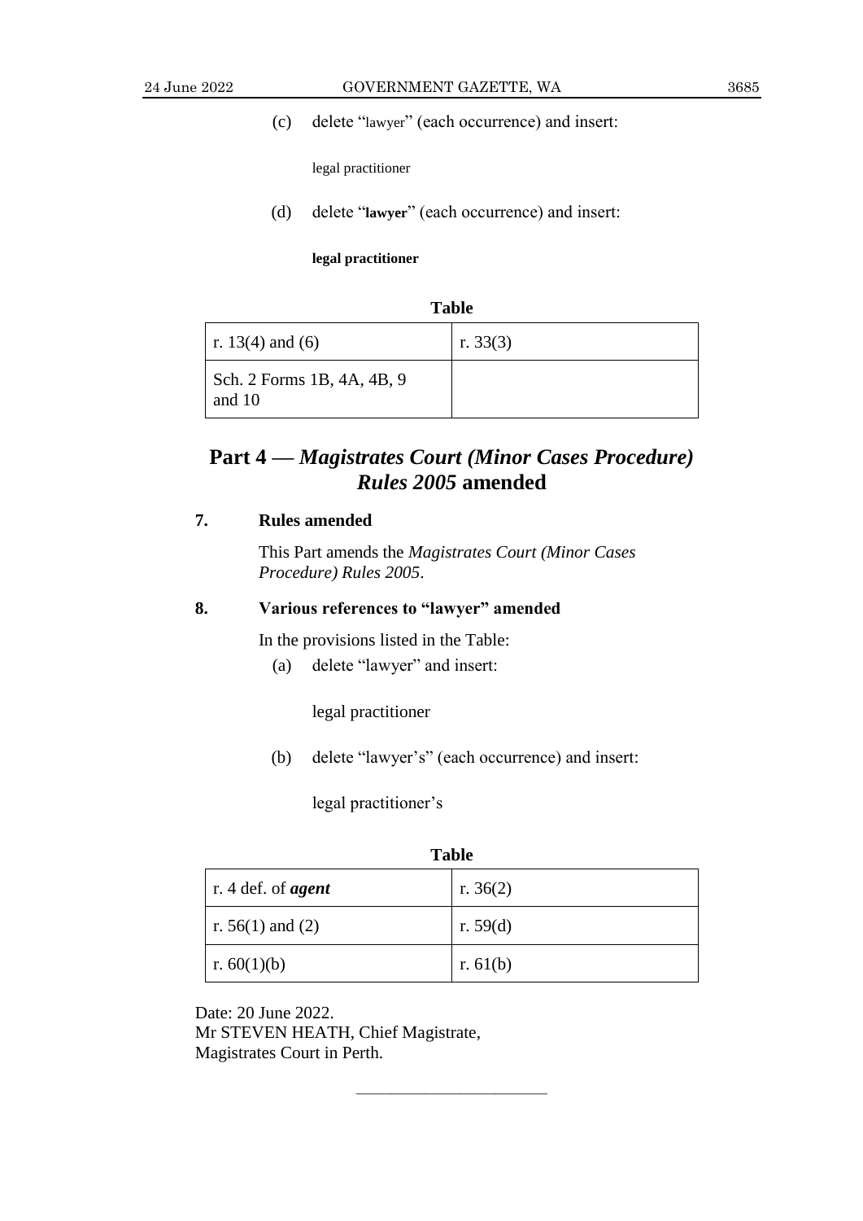(c) delete "lawyer" (each occurrence) and insert:

legal practitioner

(d) delete "**lawyer**" (each occurrence) and insert:

**legal practitioner**

**Table**

| | |
|---|---|
| r. 13(4) and (6) | r. 33(3) |
| Sch. 2 Forms 1B, 4A, 4B, 9 and 10 | |

## Part 4 — *Magistrates Court (Minor Cases Procedure) Rules 2005* amended

### 7. Rules amended

This Part amends the *Magistrates Court (Minor Cases Procedure) Rules 2005*.

### 8. Various references to "lawyer" amended

In the provisions listed in the Table:

(a) delete "lawyer" and insert:

legal practitioner

(b) delete "lawyer's" (each occurrence) and insert:

legal practitioner's

**Table**

| | |
|---|---|
| r. 4 def. of ***agent*** | r. 36(2) |
| r. 56(1) and (2) | r. 59(d) |
| r. 60(1)(b) | r. 61(b) |

Date: 20 June 2022.
Mr STEVEN HEATH, Chief Magistrate,
Magistrates Court in Perth.

———————————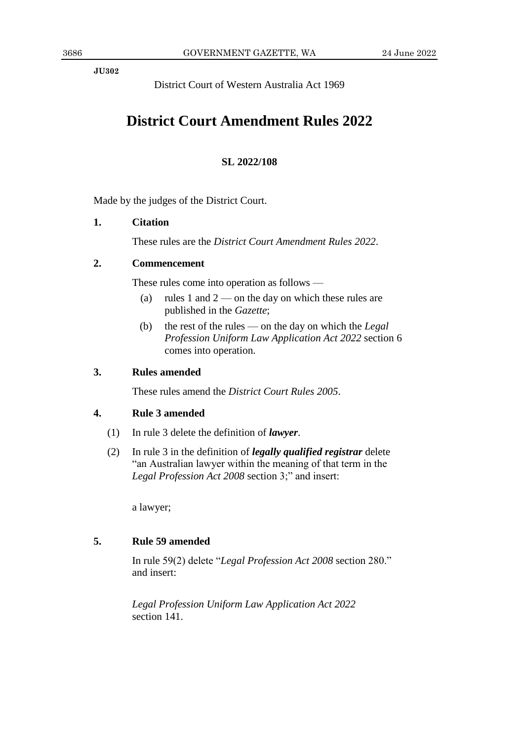JU302

District Court of Western Australia Act 1969

# District Court Amendment Rules 2022

**SL 2022/108**

Made by the judges of the District Court.

**1. Citation**

These rules are the *District Court Amendment Rules 2022*.

**2. Commencement**

These rules come into operation as follows —

(a) rules 1 and 2 — on the day on which these rules are published in the *Gazette*;

(b) the rest of the rules — on the day on which the *Legal Profession Uniform Law Application Act 2022* section 6 comes into operation.

**3. Rules amended**

These rules amend the *District Court Rules 2005*.

**4. Rule 3 amended**

(1) In rule 3 delete the definition of ***lawyer***.

(2) In rule 3 in the definition of ***legally qualified registrar*** delete "an Australian lawyer within the meaning of that term in the *Legal Profession Act 2008* section 3;" and insert:

a lawyer;

**5. Rule 59 amended**

In rule 59(2) delete "*Legal Profession Act 2008* section 280." and insert:

*Legal Profession Uniform Law Application Act 2022* section 141.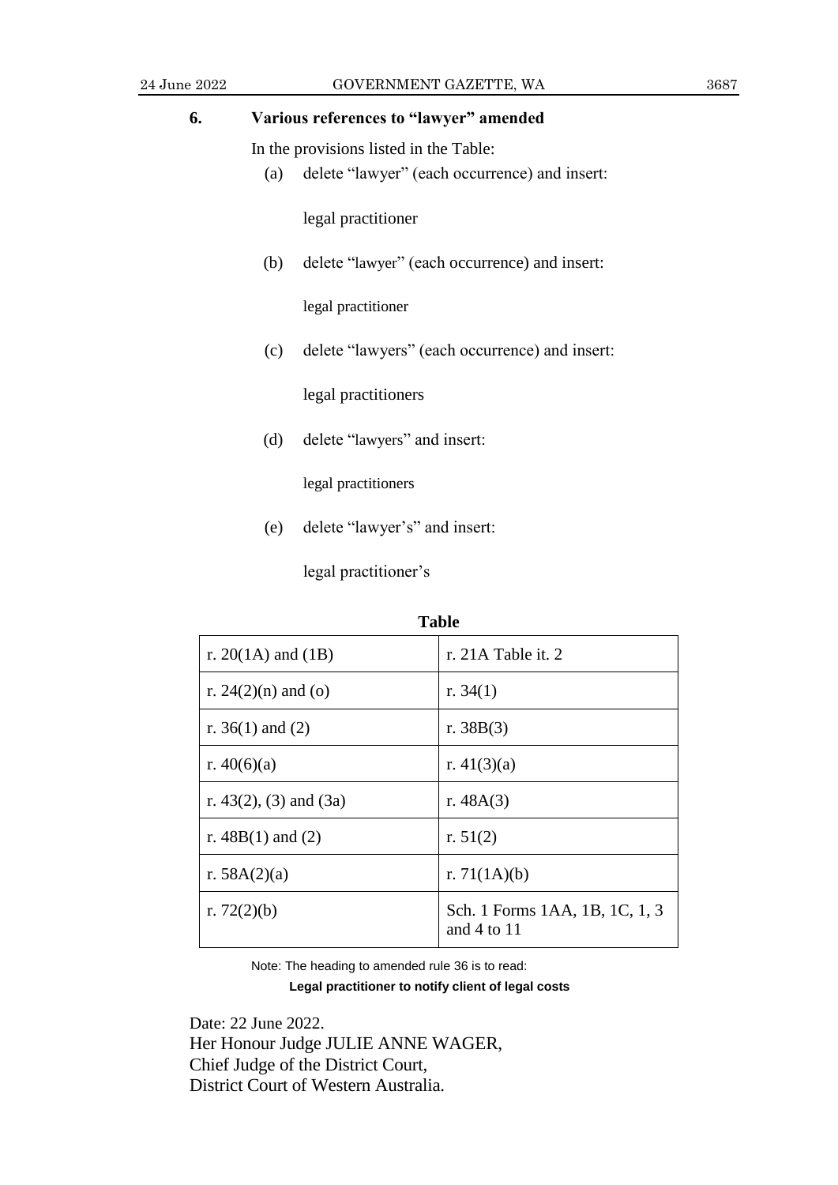## 6. Various references to "lawyer" amended

In the provisions listed in the Table:

(a) delete "lawyer" (each occurrence) and insert:

legal practitioner

(b) delete "lawyer" (each occurrence) and insert:

legal practitioner

(c) delete "lawyers" (each occurrence) and insert:

legal practitioners

(d) delete "lawyers" and insert:

legal practitioners

(e) delete "lawyer's" and insert:

legal practitioner's

**Table**

| | |
|---|---|
| r. 20(1A) and (1B) | r. 21A Table it. 2 |
| r. 24(2)(n) and (o) | r. 34(1) |
| r. 36(1) and (2) | r. 38B(3) |
| r. 40(6)(a) | r. 41(3)(a) |
| r. 43(2), (3) and (3a) | r. 48A(3) |
| r. 48B(1) and (2) | r. 51(2) |
| r. 58A(2)(a) | r. 71(1A)(b) |
| r. 72(2)(b) | Sch. 1 Forms 1AA, 1B, 1C, 1, 3 and 4 to 11 |

Note: The heading to amended rule 36 is to read:

**Legal practitioner to notify client of legal costs**

Date: 22 June 2022.
Her Honour Judge JULIE ANNE WAGER,
Chief Judge of the District Court,
District Court of Western Australia.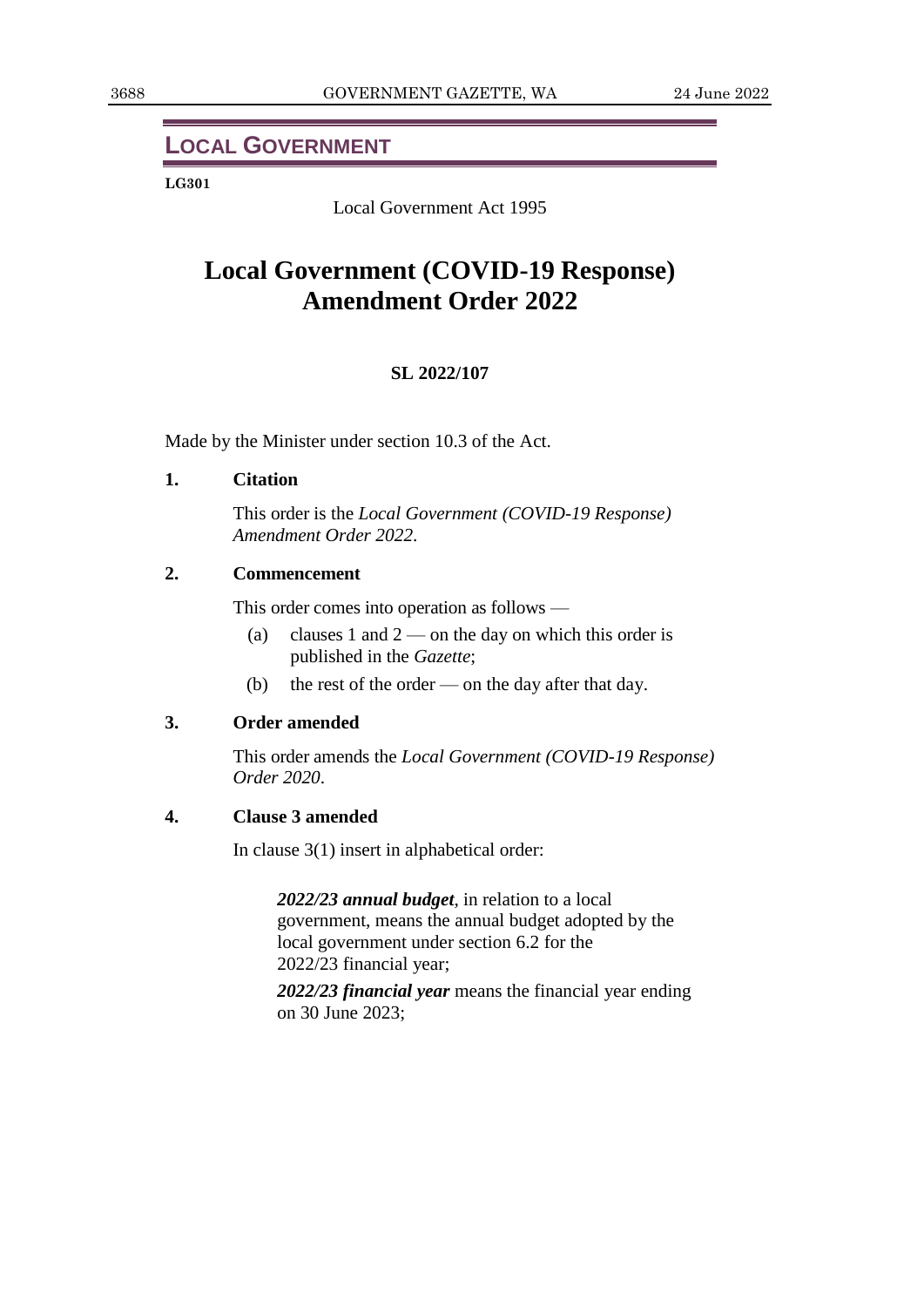## LOCAL GOVERNMENT

**LG301**

Local Government Act 1995

# Local Government (COVID-19 Response) Amendment Order 2022

**SL 2022/107**

Made by the Minister under section 10.3 of the Act.

### 1. Citation

This order is the *Local Government (COVID-19 Response) Amendment Order 2022*.

### 2. Commencement

This order comes into operation as follows —

(a) clauses 1 and 2 — on the day on which this order is published in the *Gazette*;

(b) the rest of the order — on the day after that day.

### 3. Order amended

This order amends the *Local Government (COVID-19 Response) Order 2020*.

### 4. Clause 3 amended

In clause 3(1) insert in alphabetical order:

> ***2022/23 annual budget***, in relation to a local government, means the annual budget adopted by the local government under section 6.2 for the 2022/23 financial year;
>
> ***2022/23 financial year*** means the financial year ending on 30 June 2023;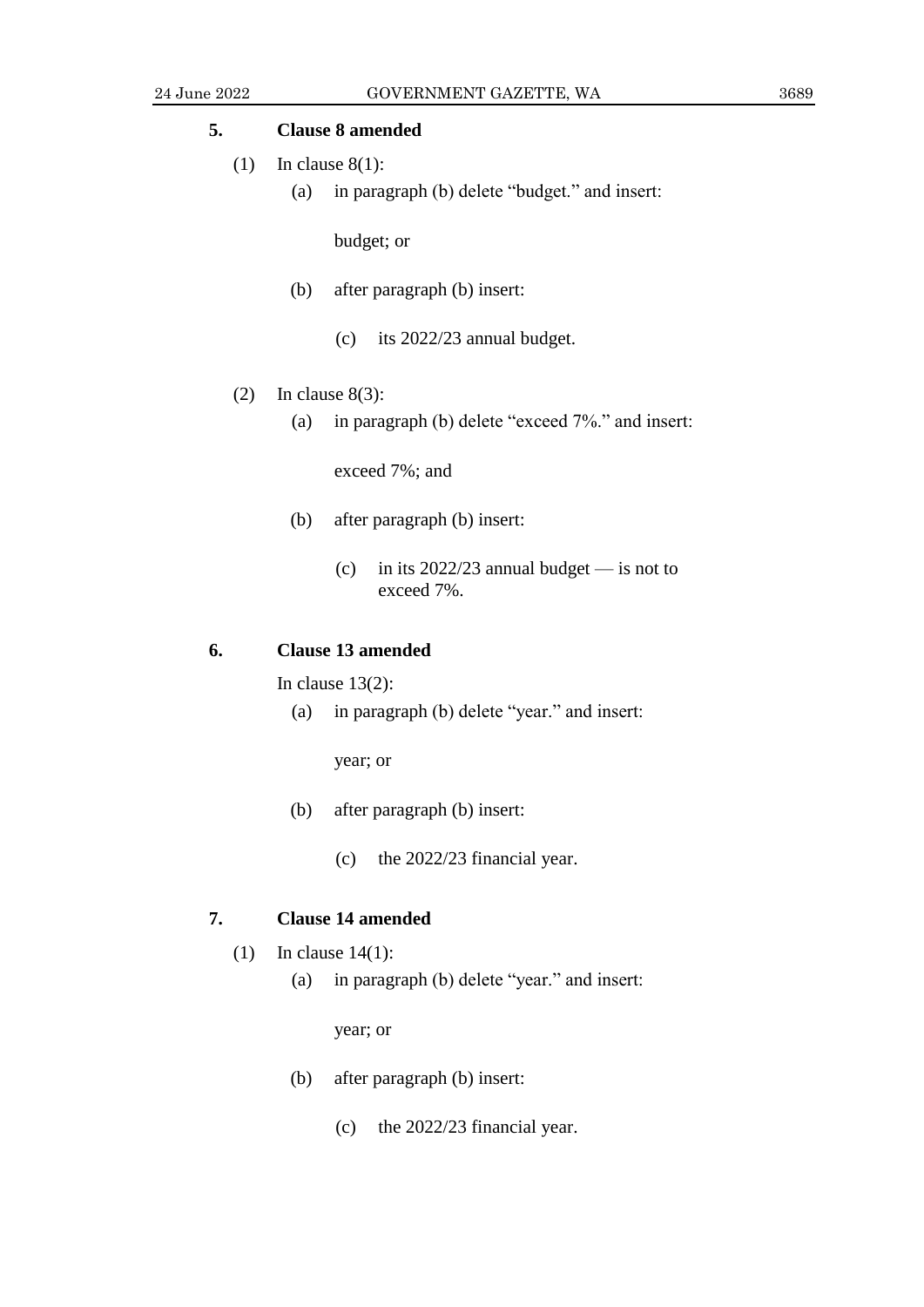**5. Clause 8 amended**

(1) In clause 8(1):

(a) in paragraph (b) delete "budget." and insert:

budget; or

(b) after paragraph (b) insert:

(c) its 2022/23 annual budget.

(2) In clause 8(3):

(a) in paragraph (b) delete "exceed 7%." and insert:

exceed 7%; and

(b) after paragraph (b) insert:

(c) in its 2022/23 annual budget — is not to exceed 7%.

**6. Clause 13 amended**

In clause 13(2):

(a) in paragraph (b) delete "year." and insert:

year; or

(b) after paragraph (b) insert:

(c) the 2022/23 financial year.

**7. Clause 14 amended**

(1) In clause 14(1):

(a) in paragraph (b) delete "year." and insert:

year; or

(b) after paragraph (b) insert:

(c) the 2022/23 financial year.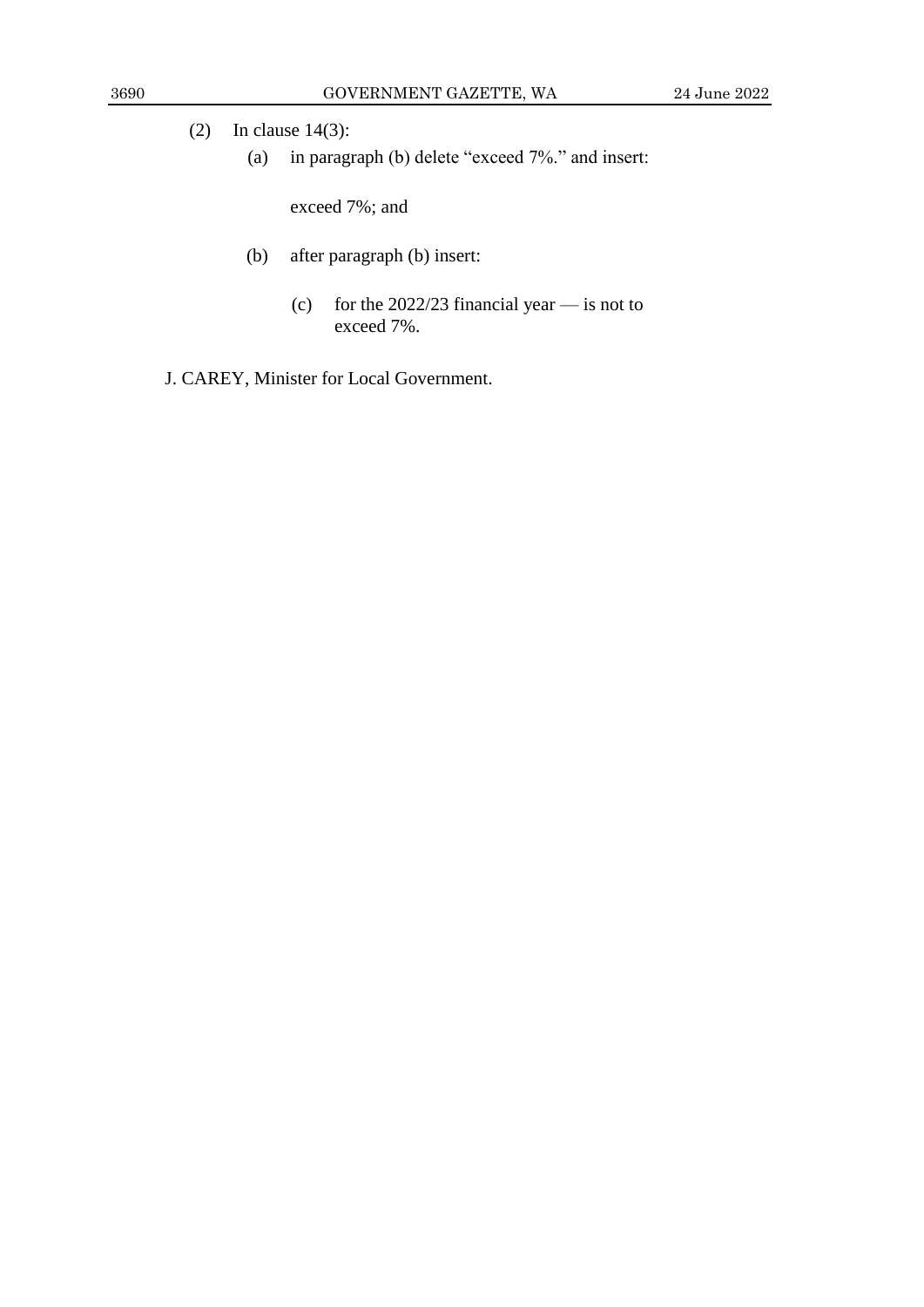(2) In clause 14(3):

(a) in paragraph (b) delete "exceed 7%." and insert:

exceed 7%; and

(b) after paragraph (b) insert:

(c) for the 2022/23 financial year — is not to exceed 7%.

J. CAREY, Minister for Local Government.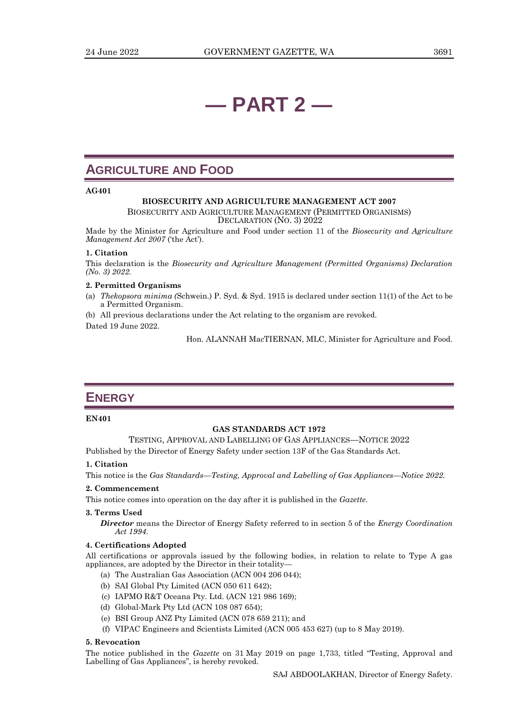# — PART 2 —

## AGRICULTURE AND FOOD

**AG401**

**BIOSECURITY AND AGRICULTURE MANAGEMENT ACT 2007**

BIOSECURITY AND AGRICULTURE MANAGEMENT (PERMITTED ORGANISMS) DECLARATION (NO. 3) 2022

Made by the Minister for Agriculture and Food under section 11 of the *Biosecurity and Agriculture Management Act 2007* ('the Act').

**1. Citation**

This declaration is the *Biosecurity and Agriculture Management (Permitted Organisms) Declaration (No. 3) 2022.*

**2. Permitted Organisms**

(a) *Thekopsora minima (*Schwein.) P. Syd. & Syd. 1915 is declared under section 11(1) of the Act to be a Permitted Organism.

(b) All previous declarations under the Act relating to the organism are revoked.

Dated 19 June 2022.

Hon. ALANNAH MacTIERNAN, MLC, Minister for Agriculture and Food.

## ENERGY

**EN401**

**GAS STANDARDS ACT 1972**

TESTING, APPROVAL AND LABELLING OF GAS APPLIANCES—NOTICE 2022

Published by the Director of Energy Safety under section 13F of the Gas Standards Act.

**1. Citation**

This notice is the *Gas Standards—Testing, Approval and Labelling of Gas Appliances—Notice 2022.*

**2. Commencement**

This notice comes into operation on the day after it is published in the *Gazette*.

**3. Terms Used**

***Director*** means the Director of Energy Safety referred to in section 5 of the *Energy Coordination Act 1994*.

**4. Certifications Adopted**

All certifications or approvals issued by the following bodies, in relation to relate to Type A gas appliances, are adopted by the Director in their totality—

- (a) The Australian Gas Association (ACN 004 206 044);
- (b) SAI Global Pty Limited (ACN 050 611 642);
- (c) IAPMO R&T Oceana Pty. Ltd. (ACN 121 986 169);
- (d) Global-Mark Pty Ltd (ACN 108 087 654);
- (e) BSI Group ANZ Pty Limited (ACN 078 659 211); and
- (f) VIPAC Engineers and Scientists Limited (ACN 005 453 627) (up to 8 May 2019).

**5. Revocation**

The notice published in the *Gazette* on 31 May 2019 on page 1,733, titled "Testing, Approval and Labelling of Gas Appliances", is hereby revoked.

SAJ ABDOOLAKHAN, Director of Energy Safety.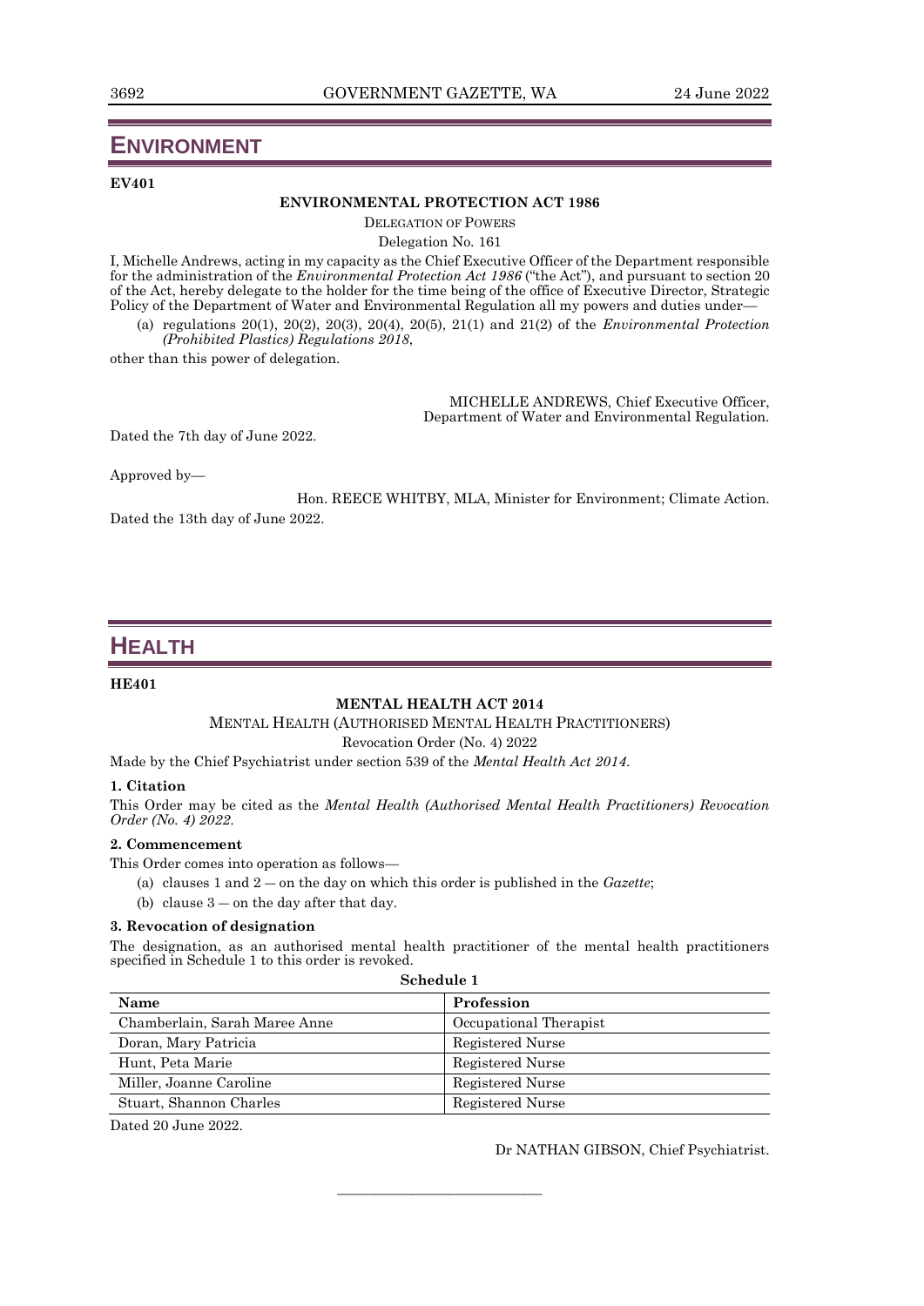# ENVIRONMENT

**EV401**

**ENVIRONMENTAL PROTECTION ACT 1986**

DELEGATION OF POWERS

Delegation No. 161

I, Michelle Andrews, acting in my capacity as the Chief Executive Officer of the Department responsible for the administration of the *Environmental Protection Act 1986* ("the Act"), and pursuant to section 20 of the Act, hereby delegate to the holder for the time being of the office of Executive Director, Strategic Policy of the Department of Water and Environmental Regulation all my powers and duties under—

(a) regulations 20(1), 20(2), 20(3), 20(4), 20(5), 21(1) and 21(2) of the *Environmental Protection (Prohibited Plastics) Regulations 2018*,

other than this power of delegation.

MICHELLE ANDREWS, Chief Executive Officer,
Department of Water and Environmental Regulation.

Dated the 7th day of June 2022.

Approved by—

Hon. REECE WHITBY, MLA, Minister for Environment; Climate Action.

Dated the 13th day of June 2022.

# HEALTH

**HE401**

**MENTAL HEALTH ACT 2014**

MENTAL HEALTH (AUTHORISED MENTAL HEALTH PRACTITIONERS)

Revocation Order (No. 4) 2022

Made by the Chief Psychiatrist under section 539 of the *Mental Health Act 2014*.

**1. Citation**

This Order may be cited as the *Mental Health (Authorised Mental Health Practitioners) Revocation Order (No. 4) 2022*.

**2. Commencement**

This Order comes into operation as follows—

(a) clauses 1 and 2 — on the day on which this order is published in the *Gazette*;

(b) clause 3 — on the day after that day.

**3. Revocation of designation**

The designation, as an authorised mental health practitioner of the mental health practitioners specified in Schedule 1 to this order is revoked.

**Schedule 1**

| Name | Profession |
|---|---|
| Chamberlain, Sarah Maree Anne | Occupational Therapist |
| Doran, Mary Patricia | Registered Nurse |
| Hunt, Peta Marie | Registered Nurse |
| Miller, Joanne Caroline | Registered Nurse |
| Stuart, Shannon Charles | Registered Nurse |

Dated 20 June 2022.

Dr NATHAN GIBSON, Chief Psychiatrist.

———————————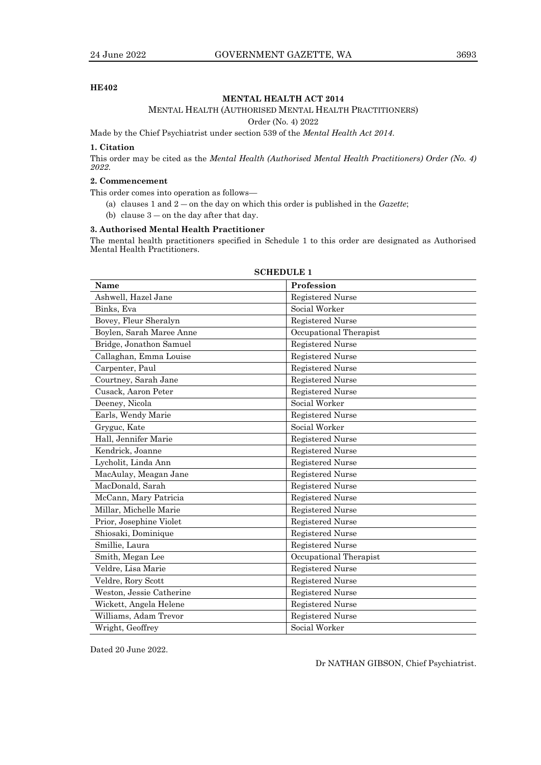**HE402**

## MENTAL HEALTH ACT 2014

MENTAL HEALTH (AUTHORISED MENTAL HEALTH PRACTITIONERS)

Order (No. 4) 2022

Made by the Chief Psychiatrist under section 539 of the *Mental Health Act 2014*.

### 1. Citation

This order may be cited as the *Mental Health (Authorised Mental Health Practitioners) Order (No. 4) 2022*.

### 2. Commencement

This order comes into operation as follows—

(a) clauses 1 and 2 — on the day on which this order is published in the *Gazette*;

(b) clause 3 — on the day after that day.

### 3. Authorised Mental Health Practitioner

The mental health practitioners specified in Schedule 1 to this order are designated as Authorised Mental Health Practitioners.

**SCHEDULE 1**

| Name | Profession |
|---|---|
| Ashwell, Hazel Jane | Registered Nurse |
| Binks, Eva | Social Worker |
| Bovey, Fleur Sheralyn | Registered Nurse |
| Boylen, Sarah Maree Anne | Occupational Therapist |
| Bridge, Jonathon Samuel | Registered Nurse |
| Callaghan, Emma Louise | Registered Nurse |
| Carpenter, Paul | Registered Nurse |
| Courtney, Sarah Jane | Registered Nurse |
| Cusack, Aaron Peter | Registered Nurse |
| Deeney, Nicola | Social Worker |
| Earls, Wendy Marie | Registered Nurse |
| Gryguc, Kate | Social Worker |
| Hall, Jennifer Marie | Registered Nurse |
| Kendrick, Joanne | Registered Nurse |
| Lycholit, Linda Ann | Registered Nurse |
| MacAulay, Meagan Jane | Registered Nurse |
| MacDonald, Sarah | Registered Nurse |
| McCann, Mary Patricia | Registered Nurse |
| Millar, Michelle Marie | Registered Nurse |
| Prior, Josephine Violet | Registered Nurse |
| Shiosaki, Dominique | Registered Nurse |
| Smillie, Laura | Registered Nurse |
| Smith, Megan Lee | Occupational Therapist |
| Veldre, Lisa Marie | Registered Nurse |
| Veldre, Rory Scott | Registered Nurse |
| Weston, Jessie Catherine | Registered Nurse |
| Wickett, Angela Helene | Registered Nurse |
| Williams, Adam Trevor | Registered Nurse |
| Wright, Geoffrey | Social Worker |

Dated 20 June 2022.

Dr NATHAN GIBSON, Chief Psychiatrist.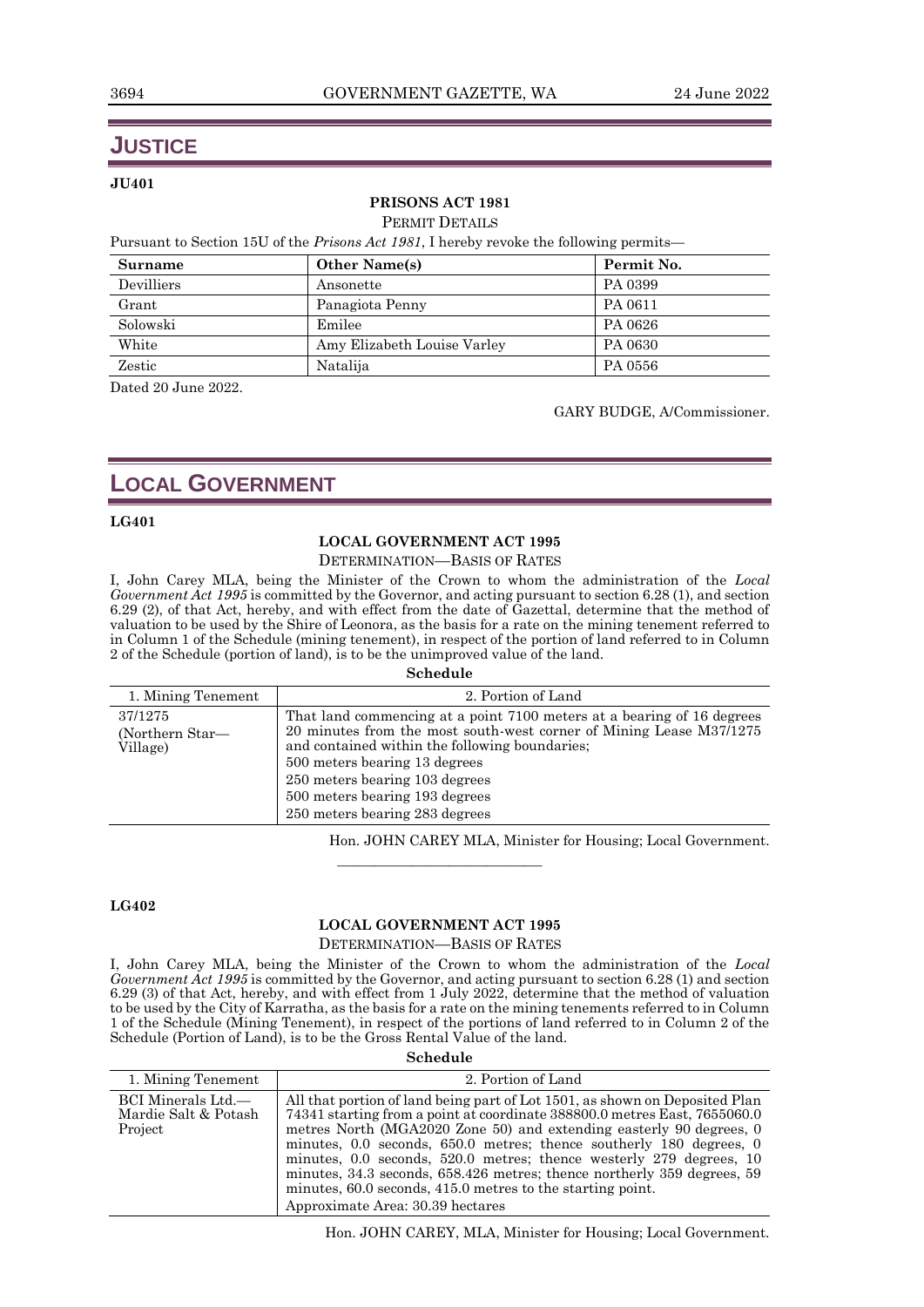# JUSTICE

**JU401**

**PRISONS ACT 1981**

PERMIT DETAILS

Pursuant to Section 15U of the *Prisons Act 1981*, I hereby revoke the following permits—

| Surname | Other Name(s) | Permit No. |
|---|---|---|
| Devilliers | Ansonette | PA 0399 |
| Grant | Panagiota Penny | PA 0611 |
| Solowski | Emilee | PA 0626 |
| White | Amy Elizabeth Louise Varley | PA 0630 |
| Zestic | Natalija | PA 0556 |

Dated 20 June 2022.

GARY BUDGE, A/Commissioner.

# LOCAL GOVERNMENT

**LG401**

**LOCAL GOVERNMENT ACT 1995**

DETERMINATION—BASIS OF RATES

I, John Carey MLA, being the Minister of the Crown to whom the administration of the *Local Government Act 1995* is committed by the Governor, and acting pursuant to section 6.28 (1), and section 6.29 (2), of that Act, hereby, and with effect from the date of Gazettal, determine that the method of valuation to be used by the Shire of Leonora, as the basis for a rate on the mining tenement referred to in Column 1 of the Schedule (mining tenement), in respect of the portion of land referred to in Column 2 of the Schedule (portion of land), is to be the unimproved value of the land.

**Schedule**

| 1. Mining Tenement | 2. Portion of Land |
|---|---|
| 37/1275 (Northern Star—Village) | That land commencing at a point 7100 meters at a bearing of 16 degrees 20 minutes from the most south-west corner of Mining Lease M37/1275 and contained within the following boundaries;<br>500 meters bearing 13 degrees<br>250 meters bearing 103 degrees<br>500 meters bearing 193 degrees<br>250 meters bearing 283 degrees |

Hon. JOHN CAREY MLA, Minister for Housing; Local Government.

---

**LG402**

**LOCAL GOVERNMENT ACT 1995**

DETERMINATION—BASIS OF RATES

I, John Carey MLA, being the Minister of the Crown to whom the administration of the *Local Government Act 1995* is committed by the Governor, and acting pursuant to section 6.28 (1) and section 6.29 (3) of that Act, hereby, and with effect from 1 July 2022, determine that the method of valuation to be used by the City of Karratha, as the basis for a rate on the mining tenements referred to in Column 1 of the Schedule (Mining Tenement), in respect of the portions of land referred to in Column 2 of the Schedule (Portion of Land), is to be the Gross Rental Value of the land.

**Schedule**

| 1. Mining Tenement | 2. Portion of Land |
|---|---|
| BCI Minerals Ltd.—Mardie Salt & Potash Project | All that portion of land being part of Lot 1501, as shown on Deposited Plan 74341 starting from a point at coordinate 388800.0 metres East, 7655060.0 metres North (MGA2020 Zone 50) and extending easterly 90 degrees, 0 minutes, 0.0 seconds, 650.0 metres; thence southerly 180 degrees, 0 minutes, 0.0 seconds, 520.0 metres; thence westerly 279 degrees, 10 minutes, 34.3 seconds, 658.426 metres; thence northerly 359 degrees, 59 minutes, 60.0 seconds, 415.0 metres to the starting point.<br>Approximate Area: 30.39 hectares |

Hon. JOHN CAREY, MLA, Minister for Housing; Local Government.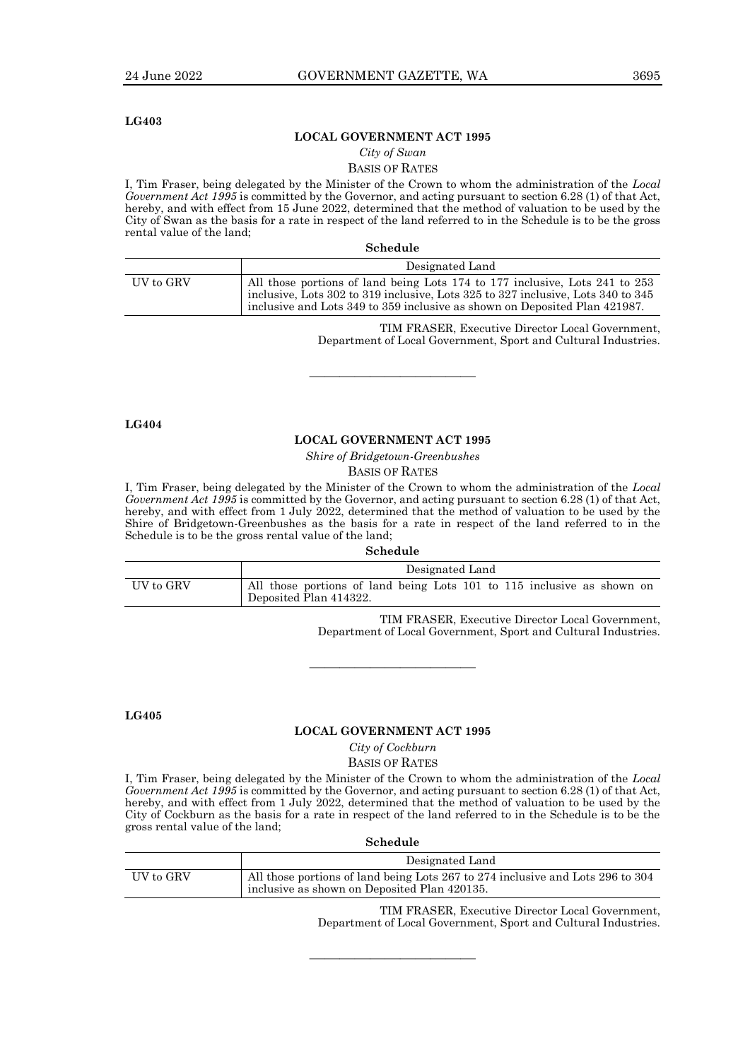**LG403**

## LOCAL GOVERNMENT ACT 1995

*City of Swan*

BASIS OF RATES

I, Tim Fraser, being delegated by the Minister of the Crown to whom the administration of the *Local Government Act 1995* is committed by the Governor, and acting pursuant to section 6.28 (1) of that Act, hereby, and with effect from 15 June 2022, determined that the method of valuation to be used by the City of Swan as the basis for a rate in respect of the land referred to in the Schedule is to be the gross rental value of the land;

**Schedule**

| | Designated Land |
|---|---|
| UV to GRV | All those portions of land being Lots 174 to 177 inclusive, Lots 241 to 253 inclusive, Lots 302 to 319 inclusive, Lots 325 to 327 inclusive, Lots 340 to 345 inclusive and Lots 349 to 359 inclusive as shown on Deposited Plan 421987. |

TIM FRASER, Executive Director Local Government,
Department of Local Government, Sport and Cultural Industries.

---

**LG404**

## LOCAL GOVERNMENT ACT 1995

*Shire of Bridgetown-Greenbushes*

BASIS OF RATES

I, Tim Fraser, being delegated by the Minister of the Crown to whom the administration of the *Local Government Act 1995* is committed by the Governor, and acting pursuant to section 6.28 (1) of that Act, hereby, and with effect from 1 July 2022, determined that the method of valuation to be used by the Shire of Bridgetown-Greenbushes as the basis for a rate in respect of the land referred to in the Schedule is to be the gross rental value of the land;

**Schedule**

| | Designated Land |
|---|---|
| UV to GRV | All those portions of land being Lots 101 to 115 inclusive as shown on Deposited Plan 414322. |

TIM FRASER, Executive Director Local Government,
Department of Local Government, Sport and Cultural Industries.

---

**LG405**

## LOCAL GOVERNMENT ACT 1995

*City of Cockburn*

BASIS OF RATES

I, Tim Fraser, being delegated by the Minister of the Crown to whom the administration of the *Local Government Act 1995* is committed by the Governor, and acting pursuant to section 6.28 (1) of that Act, hereby, and with effect from 1 July 2022, determined that the method of valuation to be used by the City of Cockburn as the basis for a rate in respect of the land referred to in the Schedule is to be the gross rental value of the land;

**Schedule**

| | Designated Land |
|---|---|
| UV to GRV | All those portions of land being Lots 267 to 274 inclusive and Lots 296 to 304 inclusive as shown on Deposited Plan 420135. |

TIM FRASER, Executive Director Local Government,
Department of Local Government, Sport and Cultural Industries.

---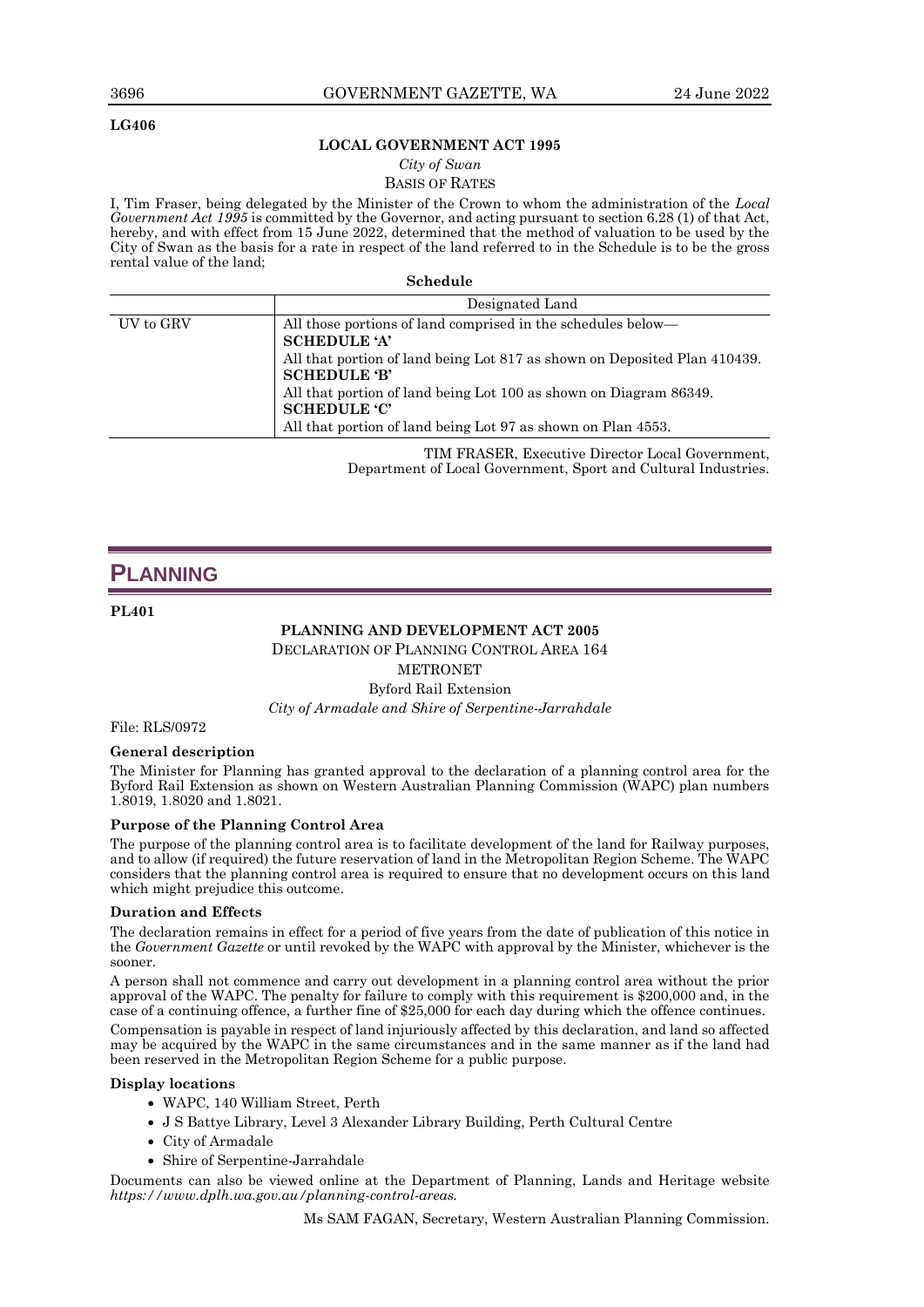**LG406**

**LOCAL GOVERNMENT ACT 1995**

*City of Swan*

BASIS OF RATES

I, Tim Fraser, being delegated by the Minister of the Crown to whom the administration of the *Local Government Act 1995* is committed by the Governor, and acting pursuant to section 6.28 (1) of that Act, hereby, and with effect from 15 June 2022, determined that the method of valuation to be used by the City of Swan as the basis for a rate in respect of the land referred to in the Schedule is to be the gross rental value of the land;

**Schedule**

| | Designated Land |
|---|---|
| UV to GRV | All those portions of land comprised in the schedules below—<br>**SCHEDULE 'A'**<br>All that portion of land being Lot 817 as shown on Deposited Plan 410439.<br>**SCHEDULE 'B'**<br>All that portion of land being Lot 100 as shown on Diagram 86349.<br>**SCHEDULE 'C'**<br>All that portion of land being Lot 97 as shown on Plan 4553. |

TIM FRASER, Executive Director Local Government,
Department of Local Government, Sport and Cultural Industries.

# PLANNING

**PL401**

**PLANNING AND DEVELOPMENT ACT 2005**

DECLARATION OF PLANNING CONTROL AREA 164

METRONET

Byford Rail Extension

*City of Armadale and Shire of Serpentine-Jarrahdale*

File: RLS/0972

**General description**

The Minister for Planning has granted approval to the declaration of a planning control area for the Byford Rail Extension as shown on Western Australian Planning Commission (WAPC) plan numbers 1.8019, 1.8020 and 1.8021.

**Purpose of the Planning Control Area**

The purpose of the planning control area is to facilitate development of the land for Railway purposes, and to allow (if required) the future reservation of land in the Metropolitan Region Scheme. The WAPC considers that the planning control area is required to ensure that no development occurs on this land which might prejudice this outcome.

**Duration and Effects**

The declaration remains in effect for a period of five years from the date of publication of this notice in the *Government Gazette* or until revoked by the WAPC with approval by the Minister, whichever is the sooner.

A person shall not commence and carry out development in a planning control area without the prior approval of the WAPC. The penalty for failure to comply with this requirement is $200,000 and, in the case of a continuing offence, a further fine of $25,000 for each day during which the offence continues.

Compensation is payable in respect of land injuriously affected by this declaration, and land so affected may be acquired by the WAPC in the same circumstances and in the same manner as if the land had been reserved in the Metropolitan Region Scheme for a public purpose.

**Display locations**

- WAPC, 140 William Street, Perth
- J S Battye Library, Level 3 Alexander Library Building, Perth Cultural Centre
- City of Armadale
- Shire of Serpentine-Jarrahdale

Documents can also be viewed online at the Department of Planning, Lands and Heritage website *https://www.dplh.wa.gov.au/planning-control-areas.*

Ms SAM FAGAN, Secretary, Western Australian Planning Commission.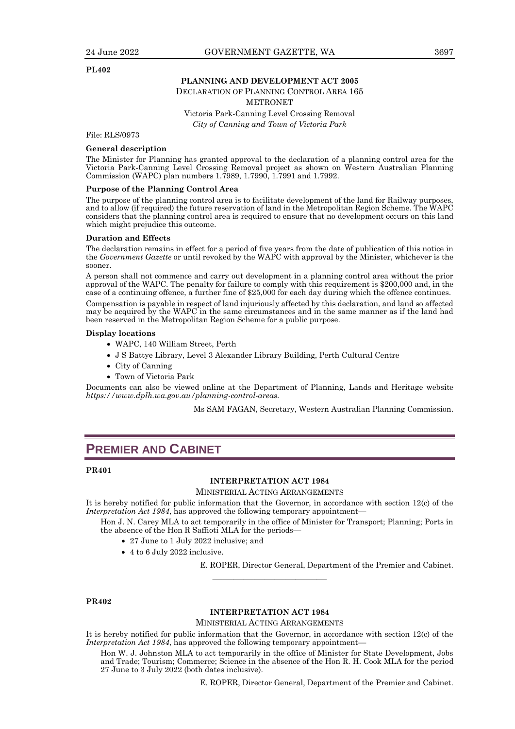PL402

**PLANNING AND DEVELOPMENT ACT 2005**

DECLARATION OF PLANNING CONTROL AREA 165

METRONET

Victoria Park-Canning Level Crossing Removal

*City of Canning and Town of Victoria Park*

File: RLS/0973

**General description**

The Minister for Planning has granted approval to the declaration of a planning control area for the Victoria Park-Canning Level Crossing Removal project as shown on Western Australian Planning Commission (WAPC) plan numbers 1.7989, 1.7990, 1.7991 and 1.7992.

**Purpose of the Planning Control Area**

The purpose of the planning control area is to facilitate development of the land for Railway purposes, and to allow (if required) the future reservation of land in the Metropolitan Region Scheme. The WAPC considers that the planning control area is required to ensure that no development occurs on this land which might prejudice this outcome.

**Duration and Effects**

The declaration remains in effect for a period of five years from the date of publication of this notice in the *Government Gazette* or until revoked by the WAPC with approval by the Minister, whichever is the sooner.

A person shall not commence and carry out development in a planning control area without the prior approval of the WAPC. The penalty for failure to comply with this requirement is $200,000 and, in the case of a continuing offence, a further fine of $25,000 for each day during which the offence continues.

Compensation is payable in respect of land injuriously affected by this declaration, and land so affected may be acquired by the WAPC in the same circumstances and in the same manner as if the land had been reserved in the Metropolitan Region Scheme for a public purpose.

**Display locations**

- WAPC, 140 William Street, Perth
- J S Battye Library, Level 3 Alexander Library Building, Perth Cultural Centre
- City of Canning
- Town of Victoria Park

Documents can also be viewed online at the Department of Planning, Lands and Heritage website *https://www.dplh.wa.gov.au/planning-control-areas*.

Ms SAM FAGAN, Secretary, Western Australian Planning Commission.

# PREMIER AND CABINET

PR401

**INTERPRETATION ACT 1984**

MINISTERIAL ACTING ARRANGEMENTS

It is hereby notified for public information that the Governor, in accordance with section 12(c) of the *Interpretation Act 1984*, has approved the following temporary appointment—

Hon J. N. Carey MLA to act temporarily in the office of Minister for Transport; Planning; Ports in the absence of the Hon R Saffioti MLA for the periods—

- 27 June to 1 July 2022 inclusive; and
- 4 to 6 July 2022 inclusive.

E. ROPER, Director General, Department of the Premier and Cabinet.

---

PR402

**INTERPRETATION ACT 1984**

MINISTERIAL ACTING ARRANGEMENTS

It is hereby notified for public information that the Governor, in accordance with section 12(c) of the *Interpretation Act 1984*, has approved the following temporary appointment—

Hon W. J. Johnston MLA to act temporarily in the office of Minister for State Development, Jobs and Trade; Tourism; Commerce; Science in the absence of the Hon R. H. Cook MLA for the period 27 June to 3 July 2022 (both dates inclusive).

E. ROPER, Director General, Department of the Premier and Cabinet.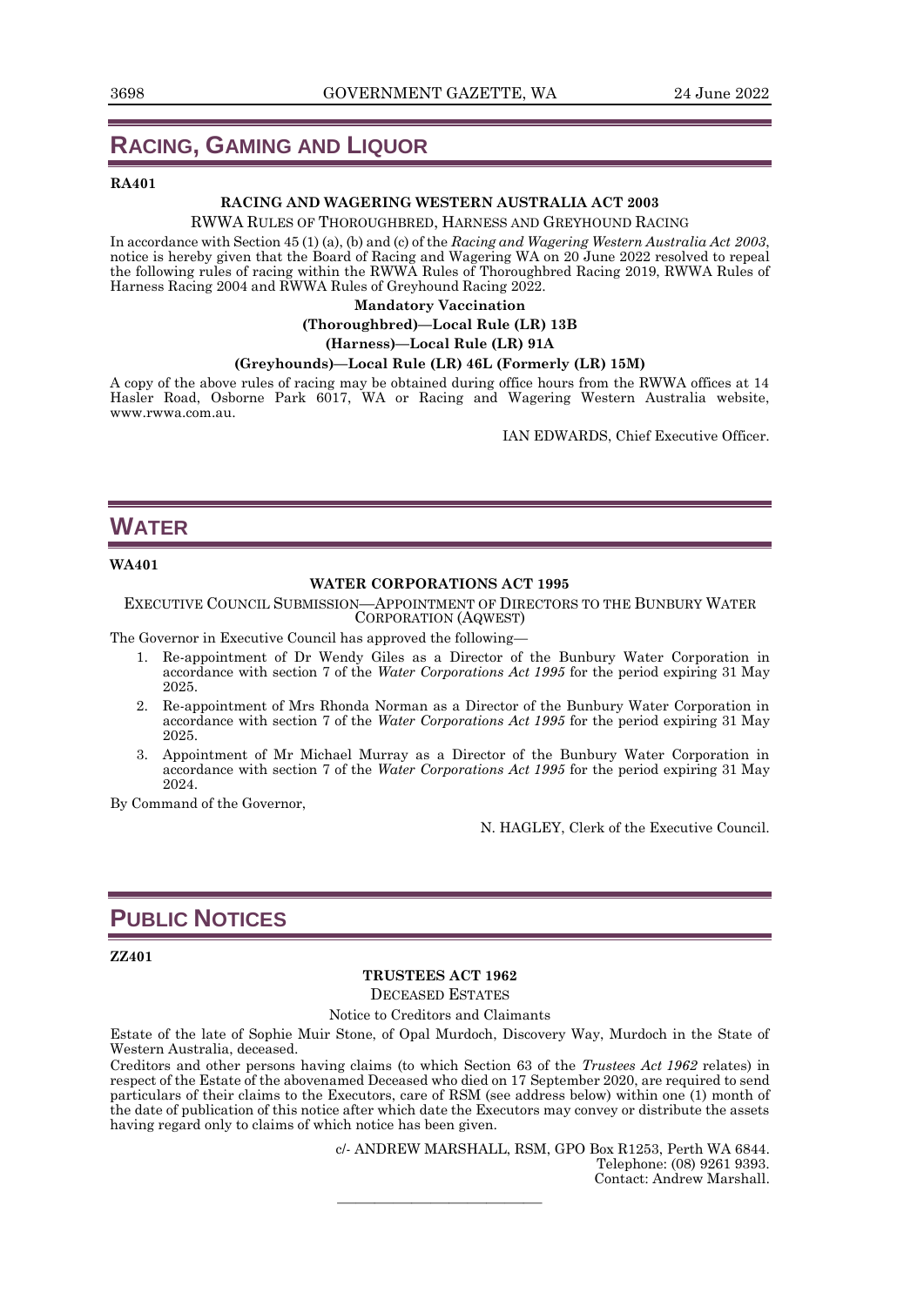# RACING, GAMING AND LIQUOR

**RA401**

**RACING AND WAGERING WESTERN AUSTRALIA ACT 2003**

RWWA RULES OF THOROUGHBRED, HARNESS AND GREYHOUND RACING

In accordance with Section 45 (1) (a), (b) and (c) of the *Racing and Wagering Western Australia Act 2003*, notice is hereby given that the Board of Racing and Wagering WA on 20 June 2022 resolved to repeal the following rules of racing within the RWWA Rules of Thoroughbred Racing 2019, RWWA Rules of Harness Racing 2004 and RWWA Rules of Greyhound Racing 2022.

**Mandatory Vaccination**

**(Thoroughbred)—Local Rule (LR) 13B**

**(Harness)—Local Rule (LR) 91A**

**(Greyhounds)—Local Rule (LR) 46L (Formerly (LR) 15M)**

A copy of the above rules of racing may be obtained during office hours from the RWWA offices at 14 Hasler Road, Osborne Park 6017, WA or Racing and Wagering Western Australia website, www.rwwa.com.au.

IAN EDWARDS, Chief Executive Officer.

# WATER

**WA401**

**WATER CORPORATIONS ACT 1995**

EXECUTIVE COUNCIL SUBMISSION—APPOINTMENT OF DIRECTORS TO THE BUNBURY WATER CORPORATION (AQWEST)

The Governor in Executive Council has approved the following—

1. Re-appointment of Dr Wendy Giles as a Director of the Bunbury Water Corporation in accordance with section 7 of the *Water Corporations Act 1995* for the period expiring 31 May 2025.
2. Re-appointment of Mrs Rhonda Norman as a Director of the Bunbury Water Corporation in accordance with section 7 of the *Water Corporations Act 1995* for the period expiring 31 May 2025.
3. Appointment of Mr Michael Murray as a Director of the Bunbury Water Corporation in accordance with section 7 of the *Water Corporations Act 1995* for the period expiring 31 May 2024.

By Command of the Governor,

N. HAGLEY, Clerk of the Executive Council.

# PUBLIC NOTICES

**ZZ401**

**TRUSTEES ACT 1962**

DECEASED ESTATES

Notice to Creditors and Claimants

Estate of the late of Sophie Muir Stone, of Opal Murdoch, Discovery Way, Murdoch in the State of Western Australia, deceased.

Creditors and other persons having claims (to which Section 63 of the *Trustees Act 1962* relates) in respect of the Estate of the abovenamed Deceased who died on 17 September 2020, are required to send particulars of their claims to the Executors, care of RSM (see address below) within one (1) month of the date of publication of this notice after which date the Executors may convey or distribute the assets having regard only to claims of which notice has been given.

c/- ANDREW MARSHALL, RSM, GPO Box R1253, Perth WA 6844.
Telephone: (08) 9261 9393.
Contact: Andrew Marshall.

---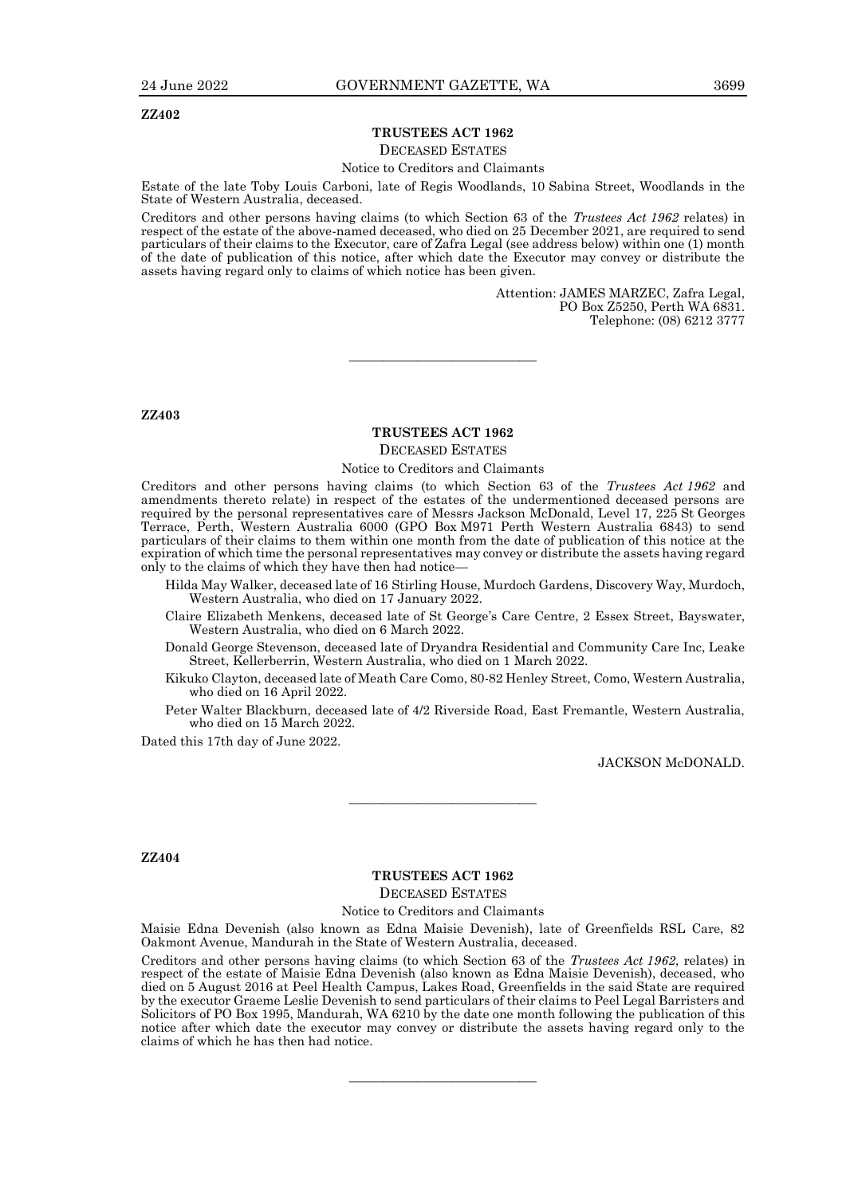**ZZ402**

**TRUSTEES ACT 1962**

DECEASED ESTATES

Notice to Creditors and Claimants

Estate of the late Toby Louis Carboni, late of Regis Woodlands, 10 Sabina Street, Woodlands in the State of Western Australia, deceased.

Creditors and other persons having claims (to which Section 63 of the *Trustees Act 1962* relates) in respect of the estate of the above-named deceased, who died on 25 December 2021, are required to send particulars of their claims to the Executor, care of Zafra Legal (see address below) within one (1) month of the date of publication of this notice, after which date the Executor may convey or distribute the assets having regard only to claims of which notice has been given.

Attention: JAMES MARZEC, Zafra Legal,
PO Box Z5250, Perth WA 6831.
Telephone: (08) 6212 3777

---

**ZZ403**

**TRUSTEES ACT 1962**

DECEASED ESTATES

Notice to Creditors and Claimants

Creditors and other persons having claims (to which Section 63 of the *Trustees Act 1962* and amendments thereto relate) in respect of the estates of the undermentioned deceased persons are required by the personal representatives care of Messrs Jackson McDonald, Level 17, 225 St Georges Terrace, Perth, Western Australia 6000 (GPO Box M971 Perth Western Australia 6843) to send particulars of their claims to them within one month from the date of publication of this notice at the expiration of which time the personal representatives may convey or distribute the assets having regard only to the claims of which they have then had notice—

Hilda May Walker, deceased late of 16 Stirling House, Murdoch Gardens, Discovery Way, Murdoch, Western Australia, who died on 17 January 2022.

Claire Elizabeth Menkens, deceased late of St George's Care Centre, 2 Essex Street, Bayswater, Western Australia, who died on 6 March 2022.

Donald George Stevenson, deceased late of Dryandra Residential and Community Care Inc, Leake Street, Kellerberrin, Western Australia, who died on 1 March 2022.

Kikuko Clayton, deceased late of Meath Care Como, 80-82 Henley Street, Como, Western Australia, who died on 16 April 2022.

Peter Walter Blackburn, deceased late of 4/2 Riverside Road, East Fremantle, Western Australia, who died on 15 March 2022.

Dated this 17th day of June 2022.

JACKSON McDONALD.

---

**ZZ404**

**TRUSTEES ACT 1962**

DECEASED ESTATES

Notice to Creditors and Claimants

Maisie Edna Devenish (also known as Edna Maisie Devenish), late of Greenfields RSL Care, 82 Oakmont Avenue, Mandurah in the State of Western Australia, deceased.

Creditors and other persons having claims (to which Section 63 of the *Trustees Act 1962*, relates) in respect of the estate of Maisie Edna Devenish (also known as Edna Maisie Devenish), deceased, who died on 5 August 2016 at Peel Health Campus, Lakes Road, Greenfields in the said State are required by the executor Graeme Leslie Devenish to send particulars of their claims to Peel Legal Barristers and Solicitors of PO Box 1995, Mandurah, WA 6210 by the date one month following the publication of this notice after which date the executor may convey or distribute the assets having regard only to the claims of which he has then had notice.

---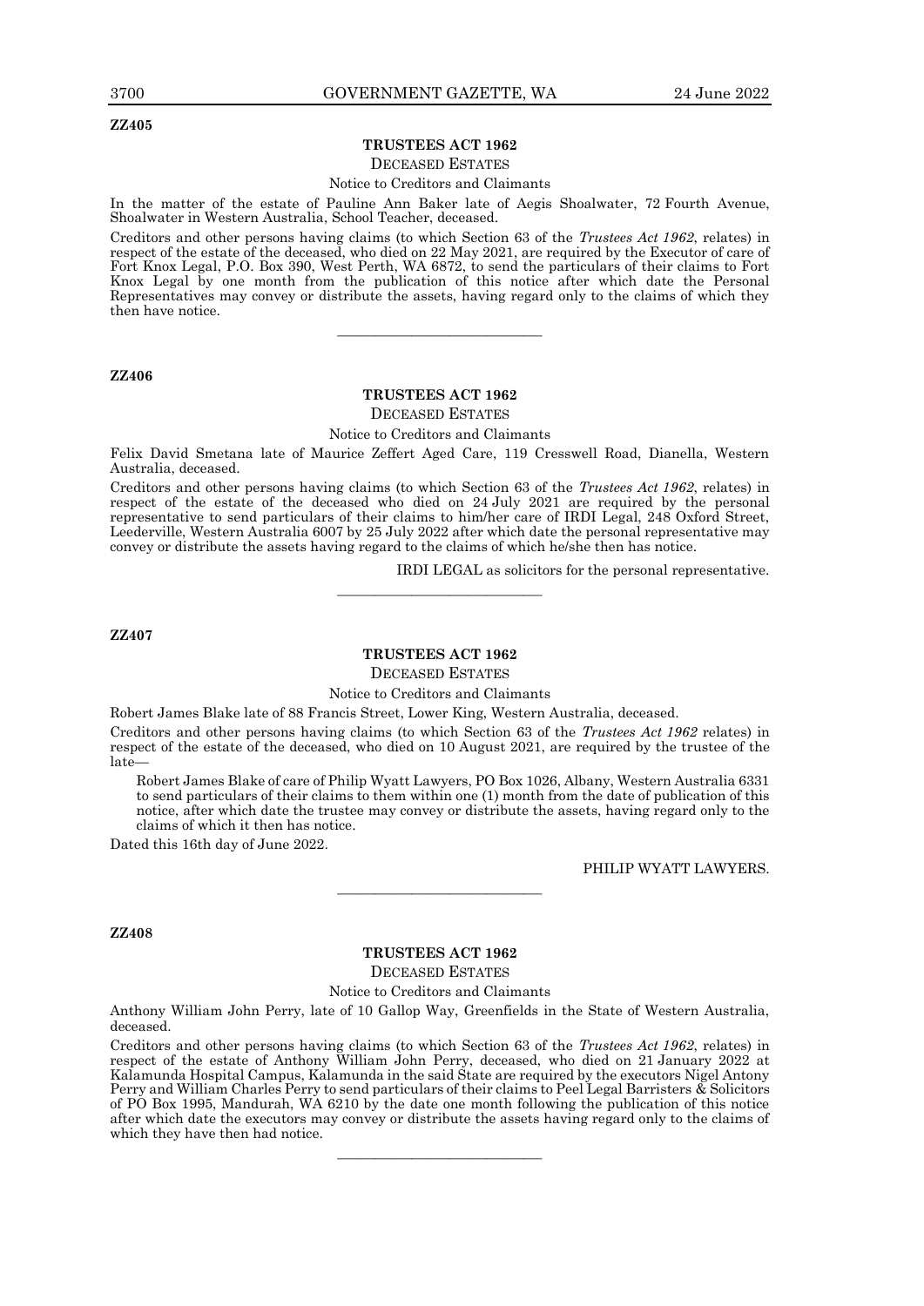**ZZ405**

**TRUSTEES ACT 1962**

DECEASED ESTATES

Notice to Creditors and Claimants

In the matter of the estate of Pauline Ann Baker late of Aegis Shoalwater, 72 Fourth Avenue, Shoalwater in Western Australia, School Teacher, deceased.

Creditors and other persons having claims (to which Section 63 of the *Trustees Act 1962*, relates) in respect of the estate of the deceased, who died on 22 May 2021, are required by the Executor of care of Fort Knox Legal, P.O. Box 390, West Perth, WA 6872, to send the particulars of their claims to Fort Knox Legal by one month from the publication of this notice after which date the Personal Representatives may convey or distribute the assets, having regard only to the claims of which they then have notice.

---

**ZZ406**

**TRUSTEES ACT 1962**

DECEASED ESTATES

Notice to Creditors and Claimants

Felix David Smetana late of Maurice Zeffert Aged Care, 119 Cresswell Road, Dianella, Western Australia, deceased.

Creditors and other persons having claims (to which Section 63 of the *Trustees Act 1962*, relates) in respect of the estate of the deceased who died on 24 July 2021 are required by the personal representative to send particulars of their claims to him/her care of IRDI Legal, 248 Oxford Street, Leederville, Western Australia 6007 by 25 July 2022 after which date the personal representative may convey or distribute the assets having regard to the claims of which he/she then has notice.

IRDI LEGAL as solicitors for the personal representative.

---

**ZZ407**

**TRUSTEES ACT 1962**

DECEASED ESTATES

Notice to Creditors and Claimants

Robert James Blake late of 88 Francis Street, Lower King, Western Australia, deceased.

Creditors and other persons having claims (to which Section 63 of the *Trustees Act 1962* relates) in respect of the estate of the deceased, who died on 10 August 2021, are required by the trustee of the late—

Robert James Blake of care of Philip Wyatt Lawyers, PO Box 1026, Albany, Western Australia 6331 to send particulars of their claims to them within one (1) month from the date of publication of this notice, after which date the trustee may convey or distribute the assets, having regard only to the claims of which it then has notice.

Dated this 16th day of June 2022.

PHILIP WYATT LAWYERS.

---

**ZZ408**

**TRUSTEES ACT 1962**

DECEASED ESTATES

Notice to Creditors and Claimants

Anthony William John Perry, late of 10 Gallop Way, Greenfields in the State of Western Australia, deceased.

Creditors and other persons having claims (to which Section 63 of the *Trustees Act 1962*, relates) in respect of the estate of Anthony William John Perry, deceased, who died on 21 January 2022 at Kalamunda Hospital Campus, Kalamunda in the said State are required by the executors Nigel Antony Perry and William Charles Perry to send particulars of their claims to Peel Legal Barristers & Solicitors of PO Box 1995, Mandurah, WA 6210 by the date one month following the publication of this notice after which date the executors may convey or distribute the assets having regard only to the claims of which they have then had notice.

---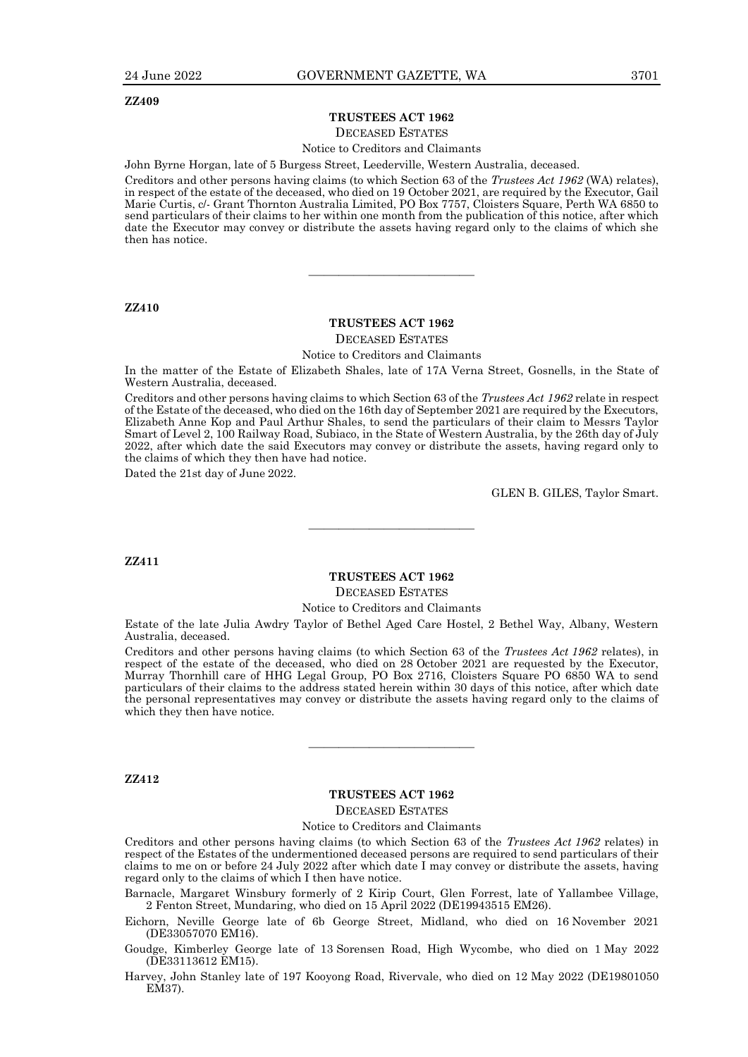**ZZ409**

**TRUSTEES ACT 1962**

DECEASED ESTATES

Notice to Creditors and Claimants

John Byrne Horgan, late of 5 Burgess Street, Leederville, Western Australia, deceased.

Creditors and other persons having claims (to which Section 63 of the *Trustees Act 1962* (WA) relates), in respect of the estate of the deceased, who died on 19 October 2021, are required by the Executor, Gail Marie Curtis, c/- Grant Thornton Australia Limited, PO Box 7757, Cloisters Square, Perth WA 6850 to send particulars of their claims to her within one month from the publication of this notice, after which date the Executor may convey or distribute the assets having regard only to the claims of which she then has notice.

---

**ZZ410**

**TRUSTEES ACT 1962**

DECEASED ESTATES

Notice to Creditors and Claimants

In the matter of the Estate of Elizabeth Shales, late of 17A Verna Street, Gosnells, in the State of Western Australia, deceased.

Creditors and other persons having claims to which Section 63 of the *Trustees Act 1962* relate in respect of the Estate of the deceased, who died on the 16th day of September 2021 are required by the Executors, Elizabeth Anne Kop and Paul Arthur Shales, to send the particulars of their claim to Messrs Taylor Smart of Level 2, 100 Railway Road, Subiaco, in the State of Western Australia, by the 26th day of July 2022, after which date the said Executors may convey or distribute the assets, having regard only to the claims of which they then have had notice.

Dated the 21st day of June 2022.

GLEN B. GILES, Taylor Smart.

---

**ZZ411**

**TRUSTEES ACT 1962**

DECEASED ESTATES

Notice to Creditors and Claimants

Estate of the late Julia Awdry Taylor of Bethel Aged Care Hostel, 2 Bethel Way, Albany, Western Australia, deceased.

Creditors and other persons having claims (to which Section 63 of the *Trustees Act 1962* relates), in respect of the estate of the deceased, who died on 28 October 2021 are requested by the Executor, Murray Thornhill care of HHG Legal Group, PO Box 2716, Cloisters Square PO 6850 WA to send particulars of their claims to the address stated herein within 30 days of this notice, after which date the personal representatives may convey or distribute the assets having regard only to the claims of which they then have notice.

---

**ZZ412**

**TRUSTEES ACT 1962**

DECEASED ESTATES

Notice to Creditors and Claimants

Creditors and other persons having claims (to which Section 63 of the *Trustees Act 1962* relates) in respect of the Estates of the undermentioned deceased persons are required to send particulars of their claims to me on or before 24 July 2022 after which date I may convey or distribute the assets, having regard only to the claims of which I then have notice.

Barnacle, Margaret Winsbury formerly of 2 Kirip Court, Glen Forrest, late of Yallambee Village, 2 Fenton Street, Mundaring, who died on 15 April 2022 (DE19943515 EM26).

Eichorn, Neville George late of 6b George Street, Midland, who died on 16 November 2021 (DE33057070 EM16).

Goudge, Kimberley George late of 13 Sorensen Road, High Wycombe, who died on 1 May 2022 (DE33113612 EM15).

Harvey, John Stanley late of 197 Kooyong Road, Rivervale, who died on 12 May 2022 (DE19801050 EM37).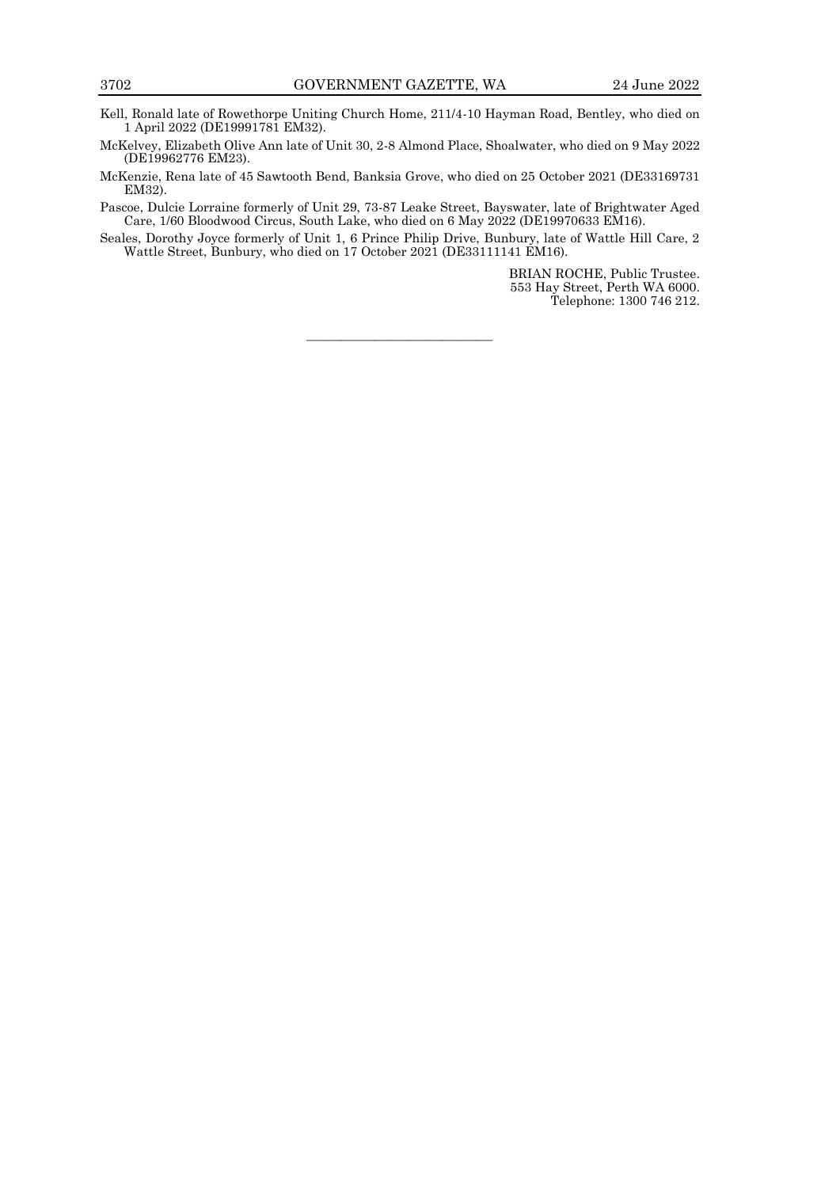Kell, Ronald late of Rowethorpe Uniting Church Home, 211/4-10 Hayman Road, Bentley, who died on 1 April 2022 (DE19991781 EM32).

McKelvey, Elizabeth Olive Ann late of Unit 30, 2-8 Almond Place, Shoalwater, who died on 9 May 2022 (DE19962776 EM23).

McKenzie, Rena late of 45 Sawtooth Bend, Banksia Grove, who died on 25 October 2021 (DE33169731 EM32).

Pascoe, Dulcie Lorraine formerly of Unit 29, 73-87 Leake Street, Bayswater, late of Brightwater Aged Care, 1/60 Bloodwood Circus, South Lake, who died on 6 May 2022 (DE19970633 EM16).

Seales, Dorothy Joyce formerly of Unit 1, 6 Prince Philip Drive, Bunbury, late of Wattle Hill Care, 2 Wattle Street, Bunbury, who died on 17 October 2021 (DE33111141 EM16).

BRIAN ROCHE, Public Trustee.
553 Hay Street, Perth WA 6000.
Telephone: 1300 746 212.

---